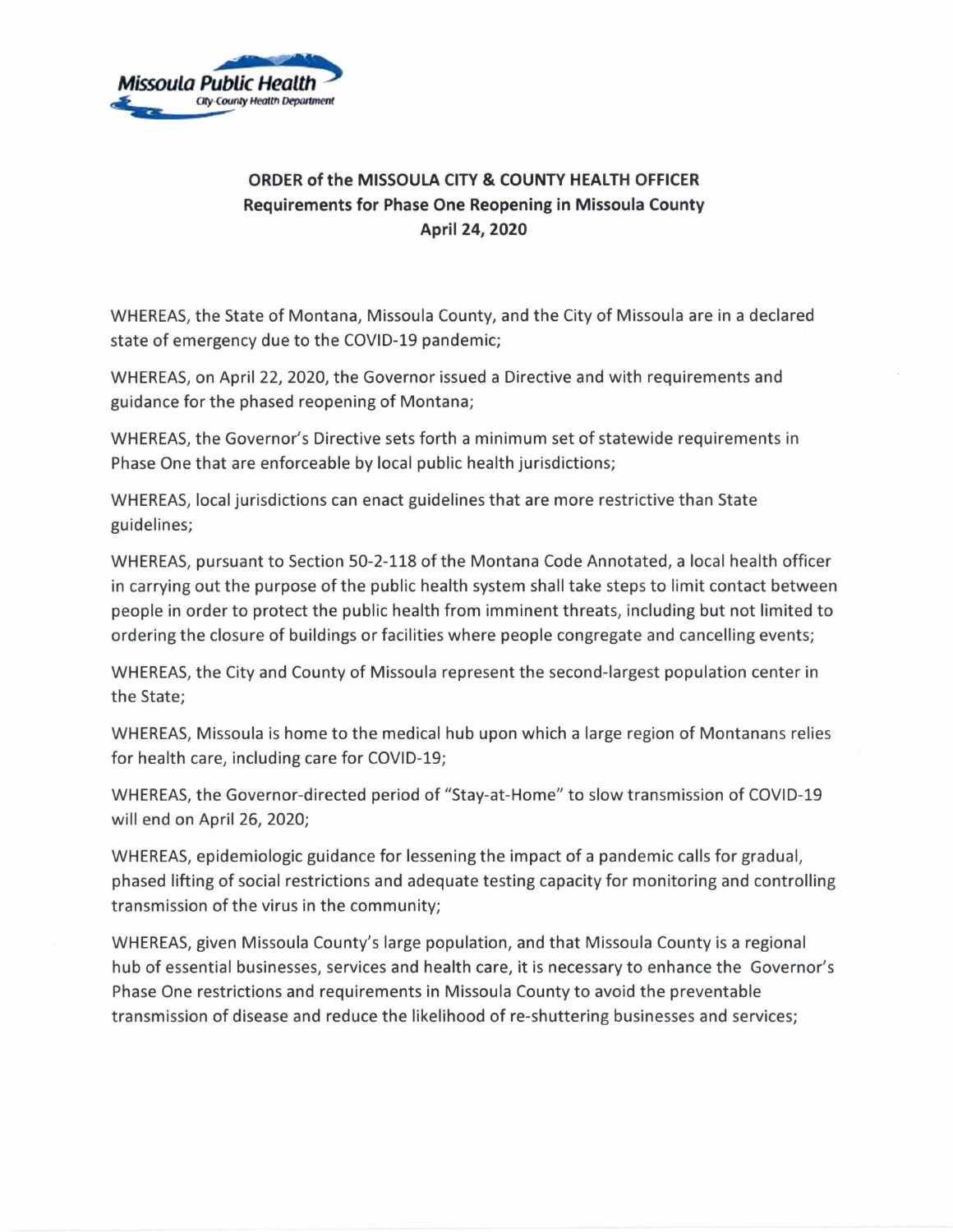Missoula Public Health
City-County Health Department

**ORDER of the MISSOULA CITY & COUNTY HEALTH OFFICER**
**Requirements for Phase One Reopening in Missoula County**
**April 24, 2020**

WHEREAS, the State of Montana, Missoula County, and the City of Missoula are in a declared state of emergency due to the COVID-19 pandemic;

WHEREAS, on April 22, 2020, the Governor issued a Directive and with requirements and guidance for the phased reopening of Montana;

WHEREAS, the Governor's Directive sets forth a minimum set of statewide requirements in Phase One that are enforceable by local public health jurisdictions;

WHEREAS, local jurisdictions can enact guidelines that are more restrictive than State guidelines;

WHEREAS, pursuant to Section 50-2-118 of the Montana Code Annotated, a local health officer in carrying out the purpose of the public health system shall take steps to limit contact between people in order to protect the public health from imminent threats, including but not limited to ordering the closure of buildings or facilities where people congregate and cancelling events;

WHEREAS, the City and County of Missoula represent the second-largest population center in the State;

WHEREAS, Missoula is home to the medical hub upon which a large region of Montanans relies for health care, including care for COVID-19;

WHEREAS, the Governor-directed period of "Stay-at-Home" to slow transmission of COVID-19 will end on April 26, 2020;

WHEREAS, epidemiologic guidance for lessening the impact of a pandemic calls for gradual, phased lifting of social restrictions and adequate testing capacity for monitoring and controlling transmission of the virus in the community;

WHEREAS, given Missoula County's large population, and that Missoula County is a regional hub of essential businesses, services and health care, it is necessary to enhance the Governor's Phase One restrictions and requirements in Missoula County to avoid the preventable transmission of disease and reduce the likelihood of re-shuttering businesses and services;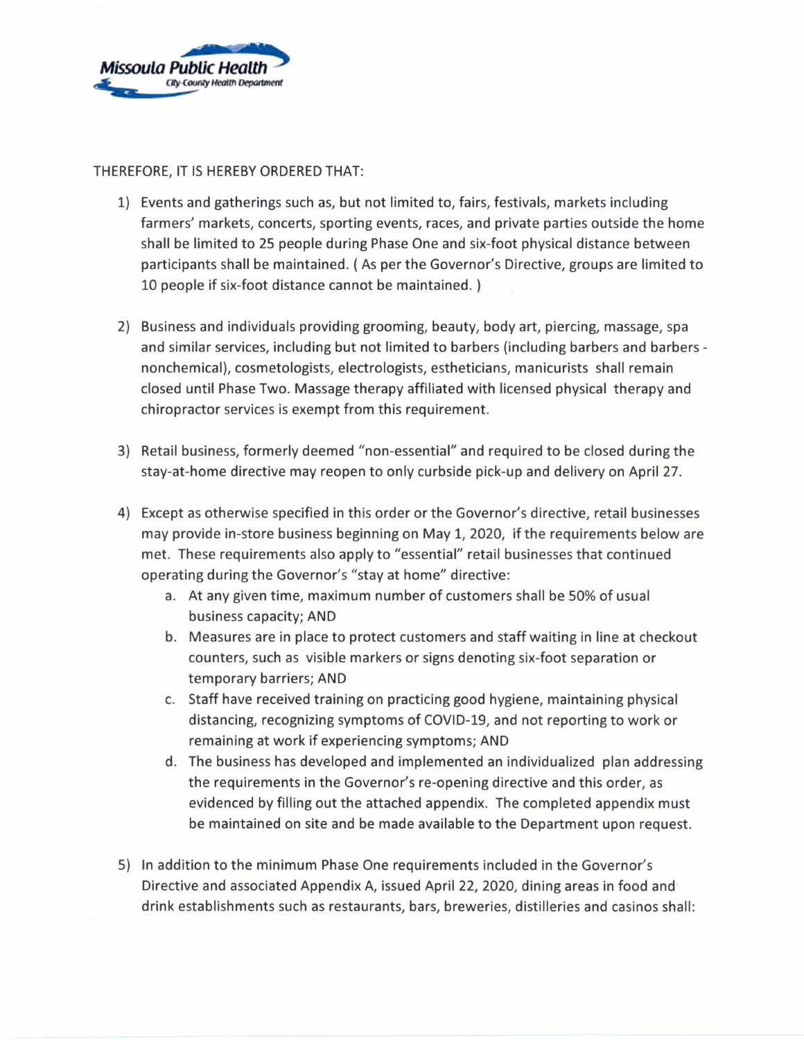Missoula Public Health
City-County Health Department

THEREFORE, IT IS HEREBY ORDERED THAT:

1) Events and gatherings such as, but not limited to, fairs, festivals, markets including farmers' markets, concerts, sporting events, races, and private parties outside the home shall be limited to 25 people during Phase One and six-foot physical distance between participants shall be maintained. ( As per the Governor's Directive, groups are limited to 10 people if six-foot distance cannot be maintained. )

2) Business and individuals providing grooming, beauty, body art, piercing, massage, spa and similar services, including but not limited to barbers (including barbers and barbers - nonchemical), cosmetologists, electrologists, estheticians, manicurists shall remain closed until Phase Two. Massage therapy affiliated with licensed physical therapy and chiropractor services is exempt from this requirement.

3) Retail business, formerly deemed "non-essential" and required to be closed during the stay-at-home directive may reopen to only curbside pick-up and delivery on April 27.

4) Except as otherwise specified in this order or the Governor's directive, retail businesses may provide in-store business beginning on May 1, 2020, if the requirements below are met. These requirements also apply to "essential" retail businesses that continued operating during the Governor's "stay at home" directive:
   a. At any given time, maximum number of customers shall be 50% of usual business capacity; AND
   b. Measures are in place to protect customers and staff waiting in line at checkout counters, such as visible markers or signs denoting six-foot separation or temporary barriers; AND
   c. Staff have received training on practicing good hygiene, maintaining physical distancing, recognizing symptoms of COVID-19, and not reporting to work or remaining at work if experiencing symptoms; AND
   d. The business has developed and implemented an individualized plan addressing the requirements in the Governor's re-opening directive and this order, as evidenced by filling out the attached appendix. The completed appendix must be maintained on site and be made available to the Department upon request.

5) In addition to the minimum Phase One requirements included in the Governor's Directive and associated Appendix A, issued April 22, 2020, dining areas in food and drink establishments such as restaurants, bars, breweries, distilleries and casinos shall: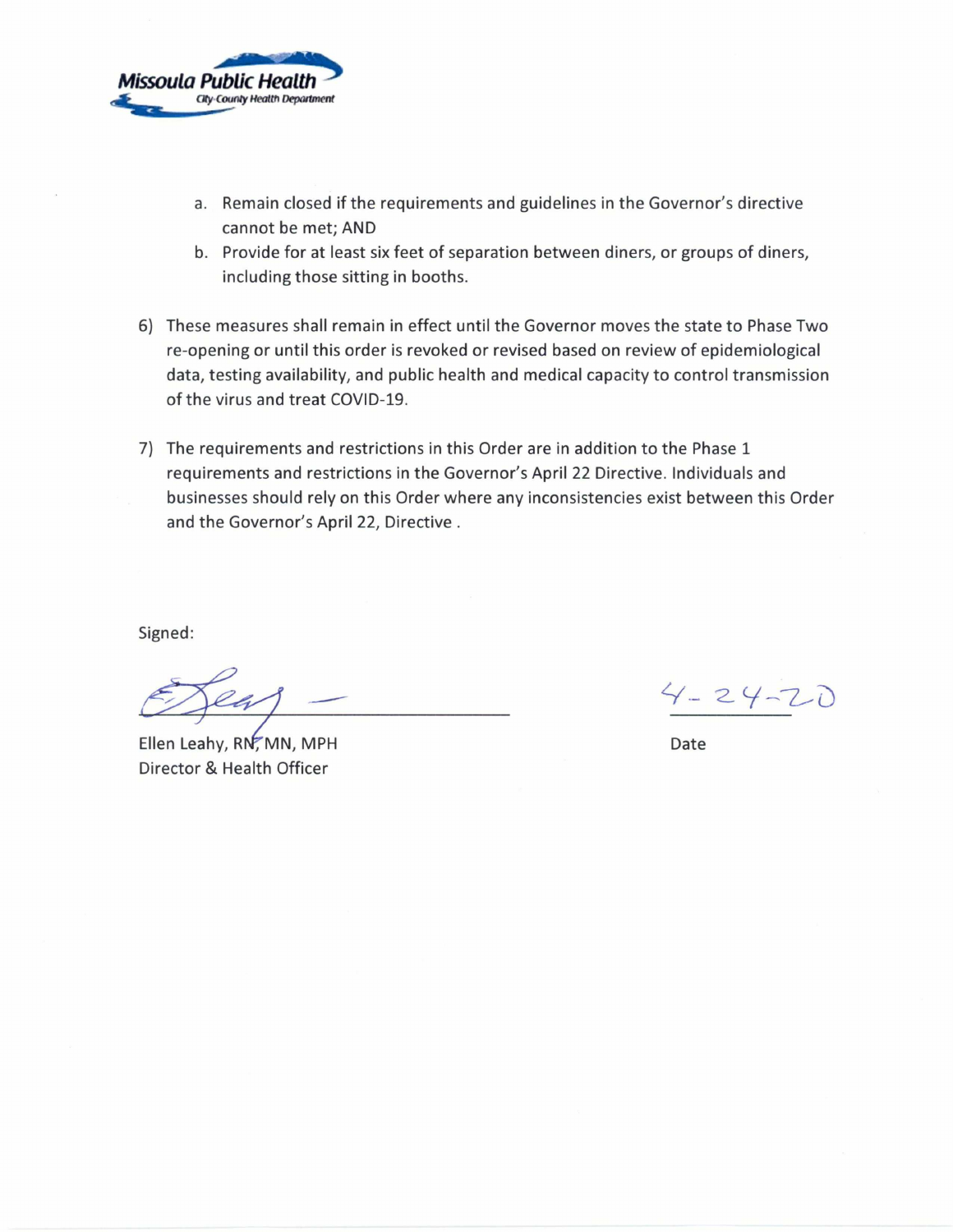a. Remain closed if the requirements and guidelines in the Governor's directive cannot be met; AND
b. Provide for at least six feet of separation between diners, or groups of diners, including those sitting in booths.

6) These measures shall remain in effect until the Governor moves the state to Phase Two re-opening or until this order is revoked or revised based on review of epidemiological data, testing availability, and public health and medical capacity to control transmission of the virus and treat COVID-19.

7) The requirements and restrictions in this Order are in addition to the Phase 1 requirements and restrictions in the Governor's April 22 Directive. Individuals and businesses should rely on this Order where any inconsistencies exist between this Order and the Governor's April 22, Directive .

Signed:

Ellen Leahy, RN, MN, MPH
Director & Health Officer

4-24-20
Date